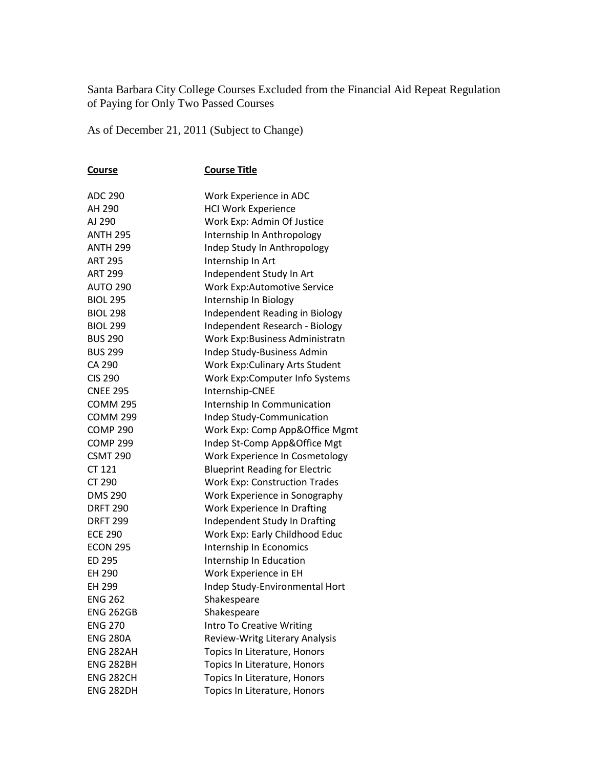Santa Barbara City College Courses Excluded from the Financial Aid Repeat Regulation of Paying for Only Two Passed Courses

As of December 21, 2011 (Subject to Change)

| Course | Course Title |
|---|---|
| ADC 290 | Work Experience in ADC |
| AH 290 | HCI Work Experience |
| AJ 290 | Work Exp: Admin Of Justice |
| ANTH 295 | Internship In Anthropology |
| ANTH 299 | Indep Study In Anthropology |
| ART 295 | Internship In Art |
| ART 299 | Independent Study In Art |
| AUTO 290 | Work Exp:Automotive Service |
| BIOL 295 | Internship In Biology |
| BIOL 298 | Independent Reading in Biology |
| BIOL 299 | Independent Research - Biology |
| BUS 290 | Work Exp:Business Administratn |
| BUS 299 | Indep Study-Business Admin |
| CA 290 | Work Exp:Culinary Arts Student |
| CIS 290 | Work Exp:Computer Info Systems |
| CNEE 295 | Internship-CNEE |
| COMM 295 | Internship In Communication |
| COMM 299 | Indep Study-Communication |
| COMP 290 | Work Exp: Comp App&Office Mgmt |
| COMP 299 | Indep St-Comp App&Office Mgt |
| CSMT 290 | Work Experience In Cosmetology |
| CT 121 | Blueprint Reading for Electric |
| CT 290 | Work Exp: Construction Trades |
| DMS 290 | Work Experience in Sonography |
| DRFT 290 | Work Experience In Drafting |
| DRFT 299 | Independent Study In Drafting |
| ECE 290 | Work Exp: Early Childhood Educ |
| ECON 295 | Internship In Economics |
| ED 295 | Internship In Education |
| EH 290 | Work Experience in EH |
| EH 299 | Indep Study-Environmental Hort |
| ENG 262 | Shakespeare |
| ENG 262GB | Shakespeare |
| ENG 270 | Intro To Creative Writing |
| ENG 280A | Review-Writg Literary Analysis |
| ENG 282AH | Topics In Literature, Honors |
| ENG 282BH | Topics In Literature, Honors |
| ENG 282CH | Topics In Literature, Honors |
| ENG 282DH | Topics In Literature, Honors |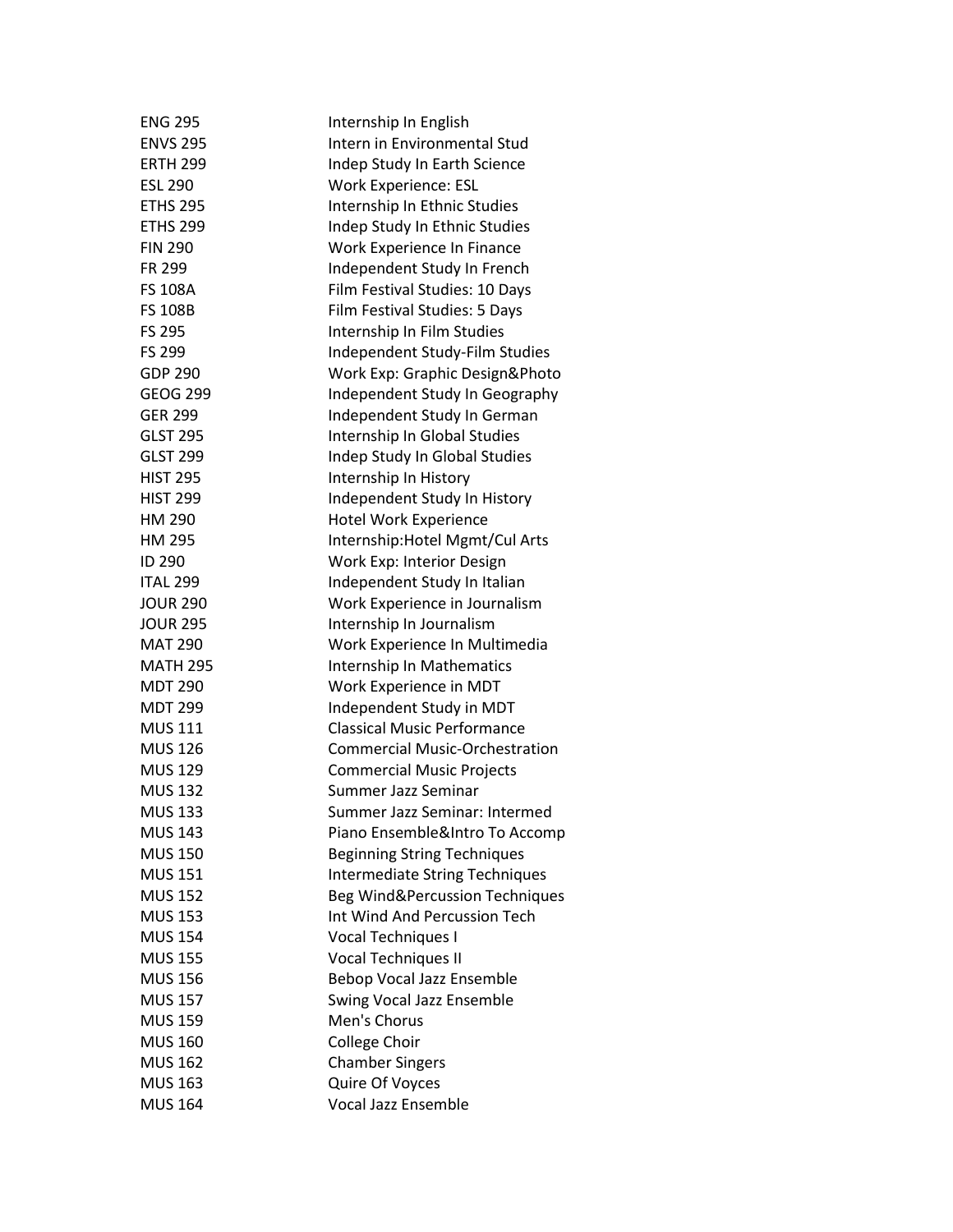| | |
|---|---|
| ENG 295 | Internship In English |
| ENVS 295 | Intern in Environmental Stud |
| ERTH 299 | Indep Study In Earth Science |
| ESL 290 | Work Experience: ESL |
| ETHS 295 | Internship In Ethnic Studies |
| ETHS 299 | Indep Study In Ethnic Studies |
| FIN 290 | Work Experience In Finance |
| FR 299 | Independent Study In French |
| FS 108A | Film Festival Studies: 10 Days |
| FS 108B | Film Festival Studies: 5 Days |
| FS 295 | Internship In Film Studies |
| FS 299 | Independent Study-Film Studies |
| GDP 290 | Work Exp: Graphic Design&Photo |
| GEOG 299 | Independent Study In Geography |
| GER 299 | Independent Study In German |
| GLST 295 | Internship In Global Studies |
| GLST 299 | Indep Study In Global Studies |
| HIST 295 | Internship In History |
| HIST 299 | Independent Study In History |
| HM 290 | Hotel Work Experience |
| HM 295 | Internship:Hotel Mgmt/Cul Arts |
| ID 290 | Work Exp: Interior Design |
| ITAL 299 | Independent Study In Italian |
| JOUR 290 | Work Experience in Journalism |
| JOUR 295 | Internship In Journalism |
| MAT 290 | Work Experience In Multimedia |
| MATH 295 | Internship In Mathematics |
| MDT 290 | Work Experience in MDT |
| MDT 299 | Independent Study in MDT |
| MUS 111 | Classical Music Performance |
| MUS 126 | Commercial Music-Orchestration |
| MUS 129 | Commercial Music Projects |
| MUS 132 | Summer Jazz Seminar |
| MUS 133 | Summer Jazz Seminar: Intermed |
| MUS 143 | Piano Ensemble&Intro To Accomp |
| MUS 150 | Beginning String Techniques |
| MUS 151 | Intermediate String Techniques |
| MUS 152 | Beg Wind&Percussion Techniques |
| MUS 153 | Int Wind And Percussion Tech |
| MUS 154 | Vocal Techniques I |
| MUS 155 | Vocal Techniques II |
| MUS 156 | Bebop Vocal Jazz Ensemble |
| MUS 157 | Swing Vocal Jazz Ensemble |
| MUS 159 | Men's Chorus |
| MUS 160 | College Choir |
| MUS 162 | Chamber Singers |
| MUS 163 | Quire Of Voyces |
| MUS 164 | Vocal Jazz Ensemble |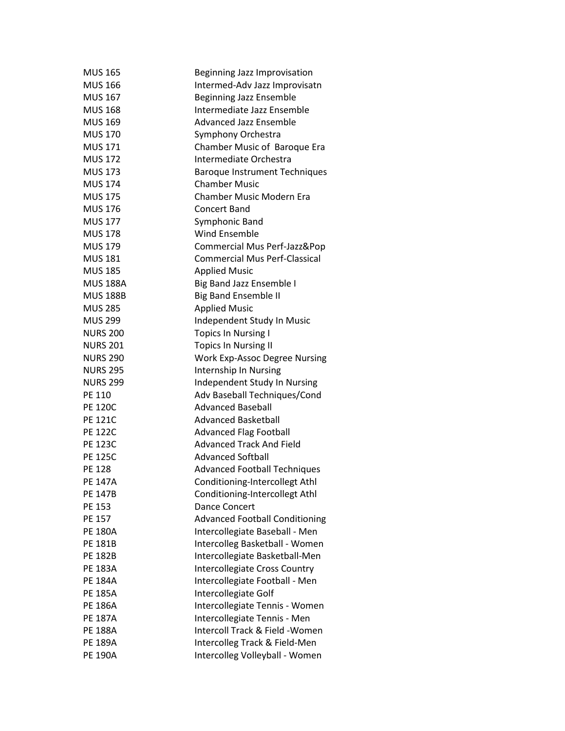| | |
|---|---|
| MUS 165 | Beginning Jazz Improvisation |
| MUS 166 | Intermed-Adv Jazz Improvisatn |
| MUS 167 | Beginning Jazz Ensemble |
| MUS 168 | Intermediate Jazz Ensemble |
| MUS 169 | Advanced Jazz Ensemble |
| MUS 170 | Symphony Orchestra |
| MUS 171 | Chamber Music of  Baroque Era |
| MUS 172 | Intermediate Orchestra |
| MUS 173 | Baroque Instrument Techniques |
| MUS 174 | Chamber Music |
| MUS 175 | Chamber Music Modern Era |
| MUS 176 | Concert Band |
| MUS 177 | Symphonic Band |
| MUS 178 | Wind Ensemble |
| MUS 179 | Commercial Mus Perf-Jazz&Pop |
| MUS 181 | Commercial Mus Perf-Classical |
| MUS 185 | Applied Music |
| MUS 188A | Big Band Jazz Ensemble I |
| MUS 188B | Big Band Ensemble II |
| MUS 285 | Applied Music |
| MUS 299 | Independent Study In Music |
| NURS 200 | Topics In Nursing I |
| NURS 201 | Topics In Nursing II |
| NURS 290 | Work Exp-Assoc Degree Nursing |
| NURS 295 | Internship In Nursing |
| NURS 299 | Independent Study In Nursing |
| PE 110 | Adv Baseball Techniques/Cond |
| PE 120C | Advanced Baseball |
| PE 121C | Advanced Basketball |
| PE 122C | Advanced Flag Football |
| PE 123C | Advanced Track And Field |
| PE 125C | Advanced Softball |
| PE 128 | Advanced Football Techniques |
| PE 147A | Conditioning-Intercollegt Athl |
| PE 147B | Conditioning-Intercollegt Athl |
| PE 153 | Dance Concert |
| PE 157 | Advanced Football Conditioning |
| PE 180A | Intercollegiate Baseball - Men |
| PE 181B | Intercolleg Basketball - Women |
| PE 182B | Intercollegiate Basketball-Men |
| PE 183A | Intercollegiate Cross Country |
| PE 184A | Intercollegiate Football - Men |
| PE 185A | Intercollegiate Golf |
| PE 186A | Intercollegiate Tennis - Women |
| PE 187A | Intercollegiate Tennis - Men |
| PE 188A | Intercoll Track & Field -Women |
| PE 189A | Intercolleg Track & Field-Men |
| PE 190A | Intercolleg Volleyball - Women |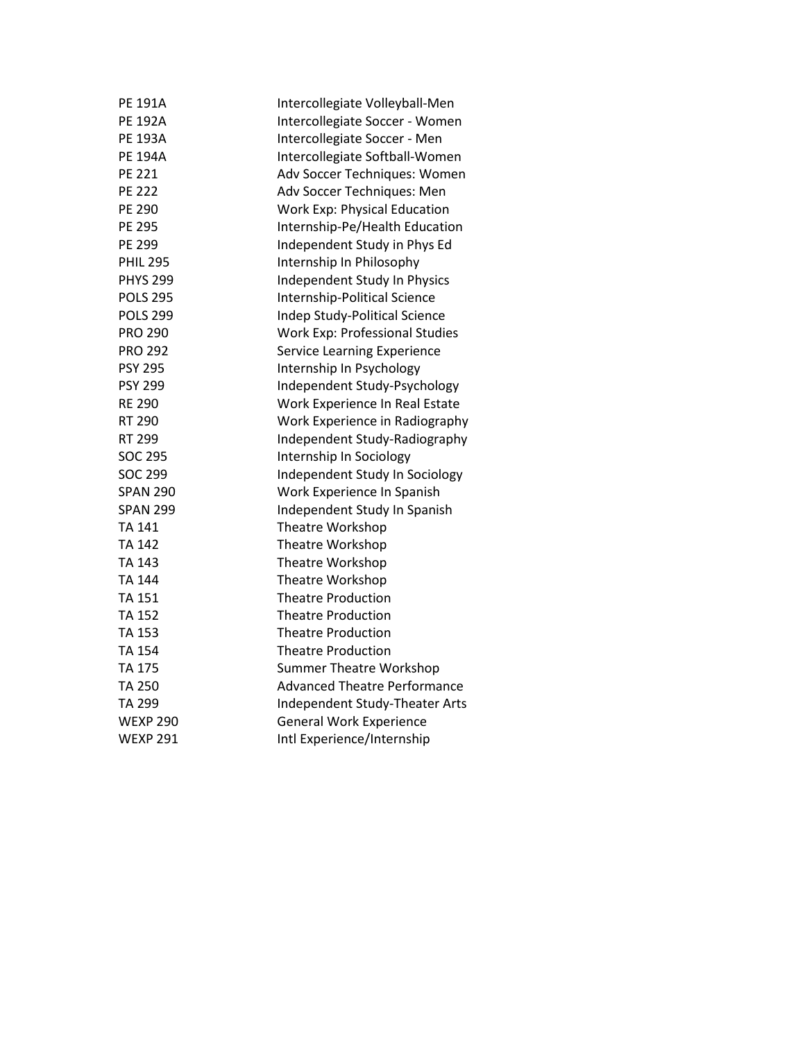| | |
|---|---|
| PE 191A | Intercollegiate Volleyball-Men |
| PE 192A | Intercollegiate Soccer - Women |
| PE 193A | Intercollegiate Soccer - Men |
| PE 194A | Intercollegiate Softball-Women |
| PE 221 | Adv Soccer Techniques: Women |
| PE 222 | Adv Soccer Techniques: Men |
| PE 290 | Work Exp: Physical Education |
| PE 295 | Internship-Pe/Health Education |
| PE 299 | Independent Study in Phys Ed |
| PHIL 295 | Internship In Philosophy |
| PHYS 299 | Independent Study In Physics |
| POLS 295 | Internship-Political Science |
| POLS 299 | Indep Study-Political Science |
| PRO 290 | Work Exp: Professional Studies |
| PRO 292 | Service Learning Experience |
| PSY 295 | Internship In Psychology |
| PSY 299 | Independent Study-Psychology |
| RE 290 | Work Experience In Real Estate |
| RT 290 | Work Experience in Radiography |
| RT 299 | Independent Study-Radiography |
| SOC 295 | Internship In Sociology |
| SOC 299 | Independent Study In Sociology |
| SPAN 290 | Work Experience In Spanish |
| SPAN 299 | Independent Study In Spanish |
| TA 141 | Theatre Workshop |
| TA 142 | Theatre Workshop |
| TA 143 | Theatre Workshop |
| TA 144 | Theatre Workshop |
| TA 151 | Theatre Production |
| TA 152 | Theatre Production |
| TA 153 | Theatre Production |
| TA 154 | Theatre Production |
| TA 175 | Summer Theatre Workshop |
| TA 250 | Advanced Theatre Performance |
| TA 299 | Independent Study-Theater Arts |
| WEXP 290 | General Work Experience |
| WEXP 291 | Intl Experience/Internship |